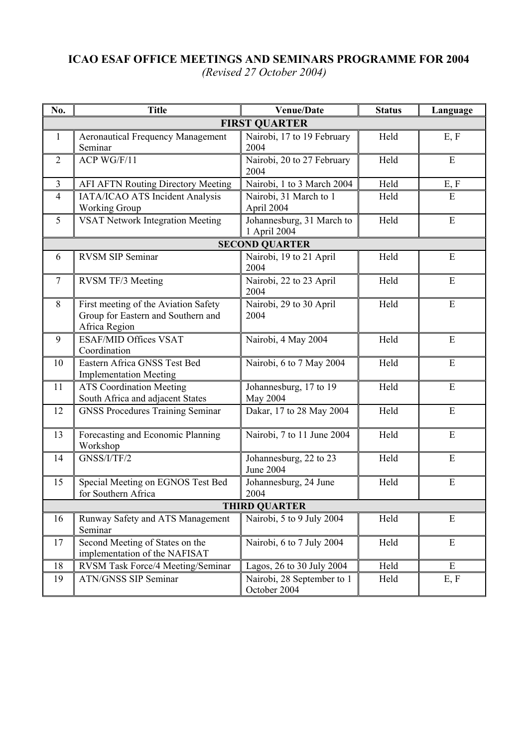**ICAO ESAF OFFICE MEETINGS AND SEMINARS PROGRAMME FOR 2004**

*(Revised 27 October 2004)*

| No. | Title | Venue/Date | Status | Language |
|---|---|---|---|---|
| **FIRST QUARTER** | | | | |
| 1 | Aeronautical Frequency Management Seminar | Nairobi, 17 to 19 February 2004 | Held | E, F |
| 2 | ACP WG/F/11 | Nairobi, 20 to 27 February 2004 | Held | E |
| 3 | AFI AFTN Routing Directory Meeting | Nairobi, 1 to 3 March 2004 | Held | E, F |
| 4 | IATA/ICAO ATS Incident Analysis Working Group | Nairobi, 31 March to 1 April 2004 | Held | E |
| 5 | VSAT Network Integration Meeting | Johannesburg, 31 March to 1 April 2004 | Held | E |
| **SECOND QUARTER** | | | | |
| 6 | RVSM SIP Seminar | Nairobi, 19 to 21 April 2004 | Held | E |
| 7 | RVSM TF/3 Meeting | Nairobi, 22 to 23 April 2004 | Held | E |
| 8 | First meeting of the Aviation Safety Group for Eastern and Southern and Africa Region | Nairobi, 29 to 30 April 2004 | Held | E |
| 9 | ESAF/MID Offices VSAT Coordination | Nairobi, 4 May 2004 | Held | E |
| 10 | Eastern Africa GNSS Test Bed Implementation Meeting | Nairobi, 6 to 7 May 2004 | Held | E |
| 11 | ATS Coordination Meeting South Africa and adjacent States | Johannesburg, 17 to 19 May 2004 | Held | E |
| 12 | GNSS Procedures Training Seminar | Dakar, 17 to 28 May 2004 | Held | E |
| 13 | Forecasting and Economic Planning Workshop | Nairobi, 7 to 11 June 2004 | Held | E |
| 14 | GNSS/I/TF/2 | Johannesburg, 22 to 23 June 2004 | Held | E |
| 15 | Special Meeting on EGNOS Test Bed for Southern Africa | Johannesburg, 24 June 2004 | Held | E |
| **THIRD QUARTER** | | | | |
| 16 | Runway Safety and ATS Management Seminar | Nairobi, 5 to 9 July 2004 | Held | E |
| 17 | Second Meeting of States on the implementation of the NAFISAT | Nairobi, 6 to 7 July 2004 | Held | E |
| 18 | RVSM Task Force/4 Meeting/Seminar | Lagos, 26 to 30 July 2004 | Held | E |
| 19 | ATN/GNSS SIP Seminar | Nairobi, 28 September to 1 October 2004 | Held | E, F |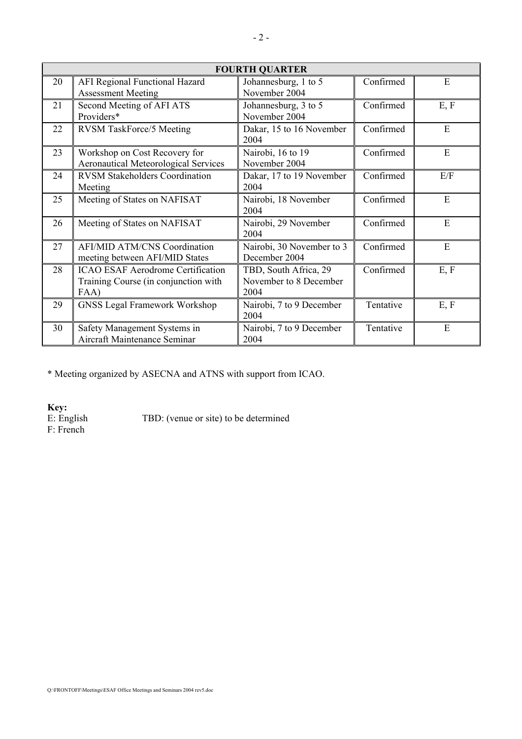| FOURTH QUARTER | | | | |
|---|---|---|---|---|
| 20 | AFI Regional Functional Hazard Assessment Meeting | Johannesburg, 1 to 5 November 2004 | Confirmed | E |
| 21 | Second Meeting of AFI ATS Providers* | Johannesburg, 3 to 5 November 2004 | Confirmed | E, F |
| 22 | RVSM TaskForce/5 Meeting | Dakar, 15 to 16 November 2004 | Confirmed | E |
| 23 | Workshop on Cost Recovery for Aeronautical Meteorological Services | Nairobi, 16 to 19 November 2004 | Confirmed | E |
| 24 | RVSM Stakeholders Coordination Meeting | Dakar, 17 to 19 November 2004 | Confirmed | E/F |
| 25 | Meeting of States on NAFISAT | Nairobi, 18 November 2004 | Confirmed | E |
| 26 | Meeting of States on NAFISAT | Nairobi, 29 November 2004 | Confirmed | E |
| 27 | AFI/MID ATM/CNS Coordination meeting between AFI/MID States | Nairobi, 30 November to 3 December 2004 | Confirmed | E |
| 28 | ICAO ESAF Aerodrome Certification Training Course (in conjunction with FAA) | TBD, South Africa, 29 November to 8 December 2004 | Confirmed | E, F |
| 29 | GNSS Legal Framework Workshop | Nairobi, 7 to 9 December 2004 | Tentative | E, F |
| 30 | Safety Management Systems in Aircraft Maintenance Seminar | Nairobi, 7 to 9 December 2004 | Tentative | E |

* Meeting organized by ASECNA and ATNS with support from ICAO.

**Key:**
E: English
F: French

TBD: (venue or site) to be determined